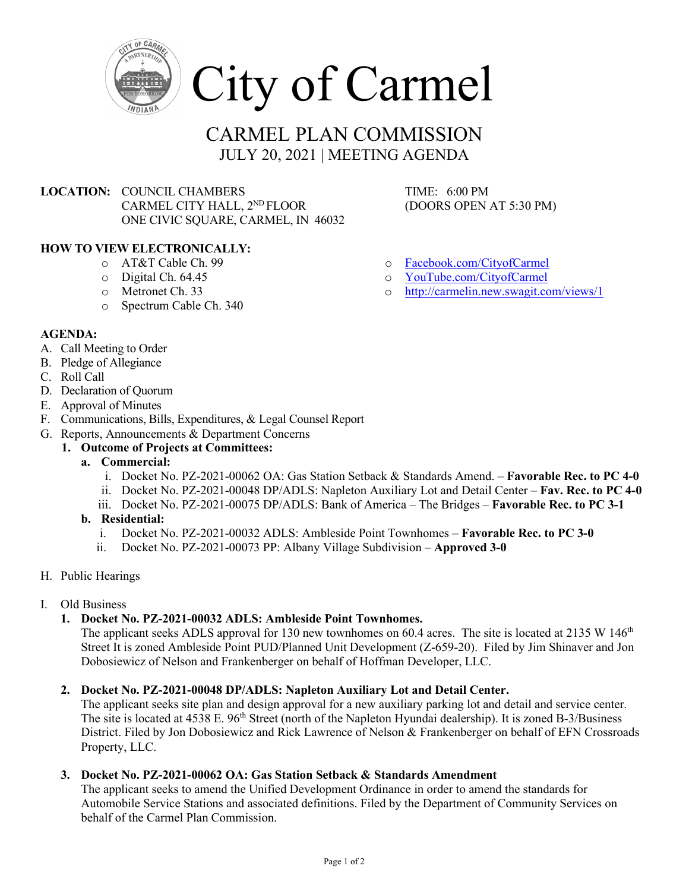# City of Carmel

## CARMEL PLAN COMMISSION

### JULY 20, 2021 | MEETING AGENDA

**LOCATION:** COUNCIL CHAMBERS
CARMEL CITY HALL, 2ND FLOOR
ONE CIVIC SQUARE, CARMEL, IN 46032

TIME: 6:00 PM
(DOORS OPEN AT 5:30 PM)

**HOW TO VIEW ELECTRONICALLY:**

- AT&T Cable Ch. 99
- Digital Ch. 64.45
- Metronet Ch. 33
- Spectrum Cable Ch. 340
- Facebook.com/CityofCarmel
- YouTube.com/CityofCarmel
- http://carmelin.new.swagit.com/views/1

**AGENDA:**

A. Call Meeting to Order
B. Pledge of Allegiance
C. Roll Call
D. Declaration of Quorum
E. Approval of Minutes
F. Communications, Bills, Expenditures, & Legal Counsel Report
G. Reports, Announcements & Department Concerns
   1. **Outcome of Projects at Committees:**
      a. **Commercial:**
         i. Docket No. PZ-2021-00062 OA: Gas Station Setback & Standards Amend. – **Favorable Rec. to PC 4-0**
         ii. Docket No. PZ-2021-00048 DP/ADLS: Napleton Auxiliary Lot and Detail Center – **Fav. Rec. to PC 4-0**
         iii. Docket No. PZ-2021-00075 DP/ADLS: Bank of America – The Bridges – **Favorable Rec. to PC 3-1**
      b. **Residential:**
         i. Docket No. PZ-2021-00032 ADLS: Ambleside Point Townhomes – **Favorable Rec. to PC 3-0**
         ii. Docket No. PZ-2021-00073 PP: Albany Village Subdivision – **Approved 3-0**

H. Public Hearings

I. Old Business

1. **Docket No. PZ-2021-00032 ADLS: Ambleside Point Townhomes.**
   The applicant seeks ADLS approval for 130 new townhomes on 60.4 acres. The site is located at 2135 W 146th Street It is zoned Ambleside Point PUD/Planned Unit Development (Z-659-20). Filed by Jim Shinaver and Jon Dobosiewicz of Nelson and Frankenberger on behalf of Hoffman Developer, LLC.

2. **Docket No. PZ-2021-00048 DP/ADLS: Napleton Auxiliary Lot and Detail Center.**
   The applicant seeks site plan and design approval for a new auxiliary parking lot and detail and service center. The site is located at 4538 E. 96th Street (north of the Napleton Hyundai dealership). It is zoned B-3/Business District. Filed by Jon Dobosiewicz and Rick Lawrence of Nelson & Frankenberger on behalf of EFN Crossroads Property, LLC.

3. **Docket No. PZ-2021-00062 OA: Gas Station Setback & Standards Amendment**
   The applicant seeks to amend the Unified Development Ordinance in order to amend the standards for Automobile Service Stations and associated definitions. Filed by the Department of Community Services on behalf of the Carmel Plan Commission.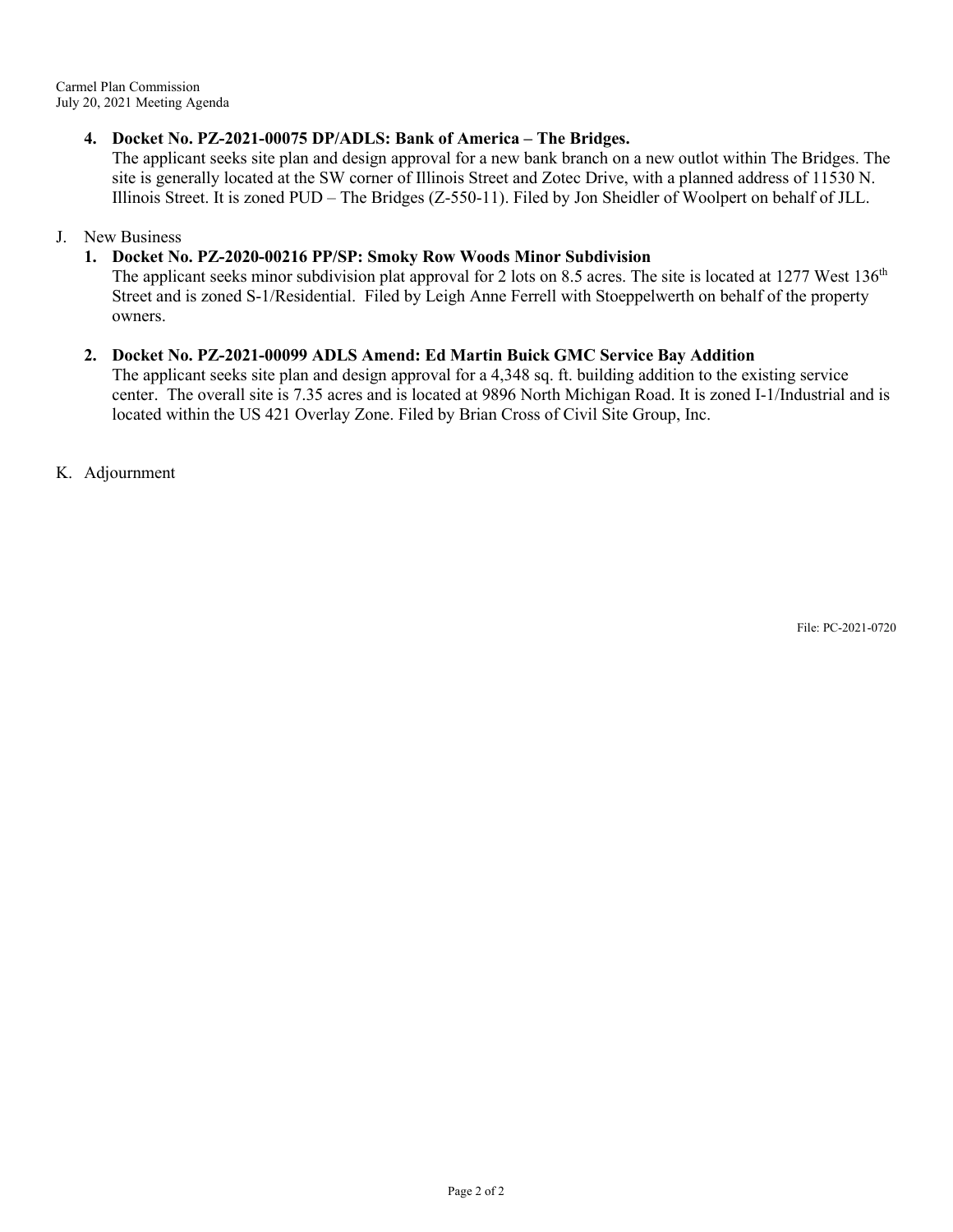4. **Docket No. PZ-2021-00075 DP/ADLS: Bank of America – The Bridges.**
   The applicant seeks site plan and design approval for a new bank branch on a new outlot within The Bridges. The site is generally located at the SW corner of Illinois Street and Zotec Drive, with a planned address of 11530 N. Illinois Street. It is zoned PUD – The Bridges (Z-550-11). Filed by Jon Sheidler of Woolpert on behalf of JLL.

J. New Business

1. **Docket No. PZ-2020-00216 PP/SP: Smoky Row Woods Minor Subdivision**
   The applicant seeks minor subdivision plat approval for 2 lots on 8.5 acres. The site is located at 1277 West 136th Street and is zoned S-1/Residential. Filed by Leigh Anne Ferrell with Stoeppelwerth on behalf of the property owners.

2. **Docket No. PZ-2021-00099 ADLS Amend: Ed Martin Buick GMC Service Bay Addition**
   The applicant seeks site plan and design approval for a 4,348 sq. ft. building addition to the existing service center. The overall site is 7.35 acres and is located at 9896 North Michigan Road. It is zoned I-1/Industrial and is located within the US 421 Overlay Zone. Filed by Brian Cross of Civil Site Group, Inc.

K. Adjournment

File: PC-2021-0720